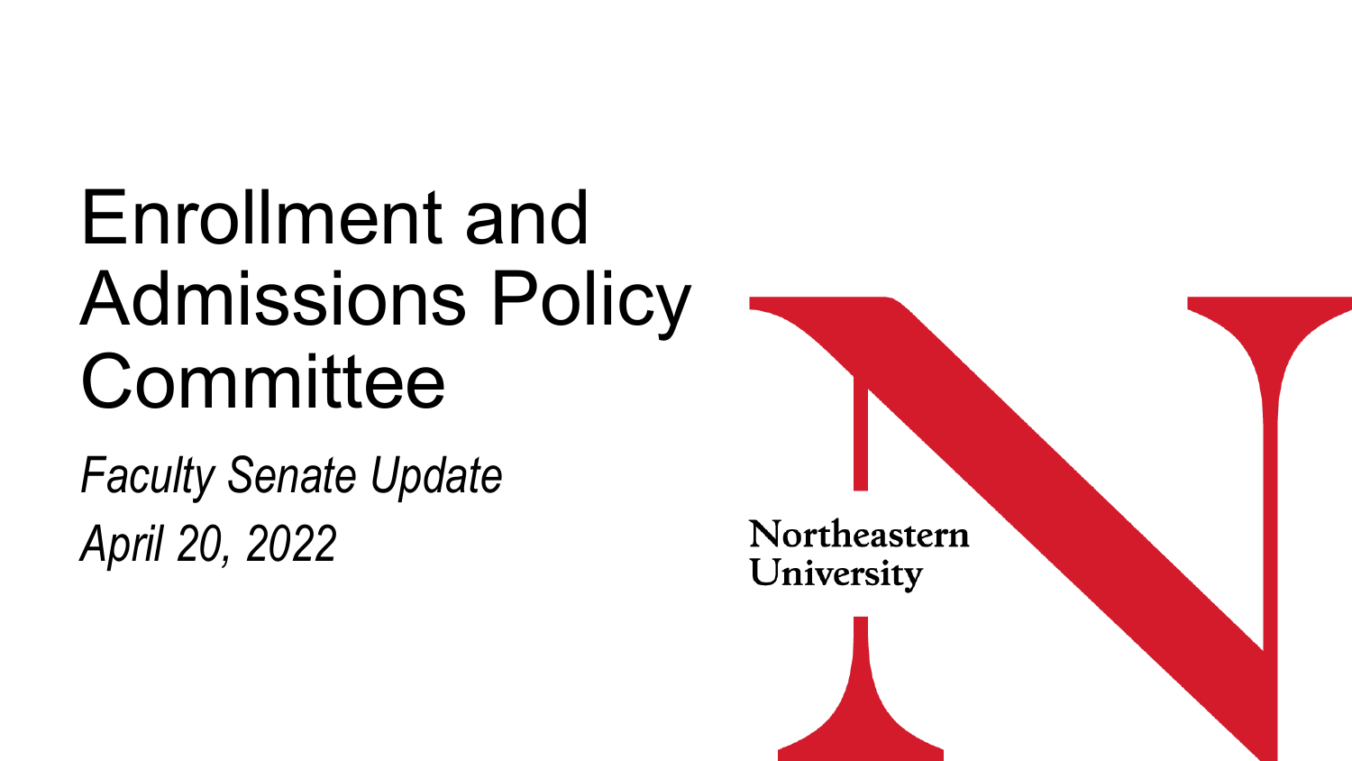# Enrollment and Admissions Policy Committee

*Faculty Senate Update*

*April 20, 2022*

Northeastern University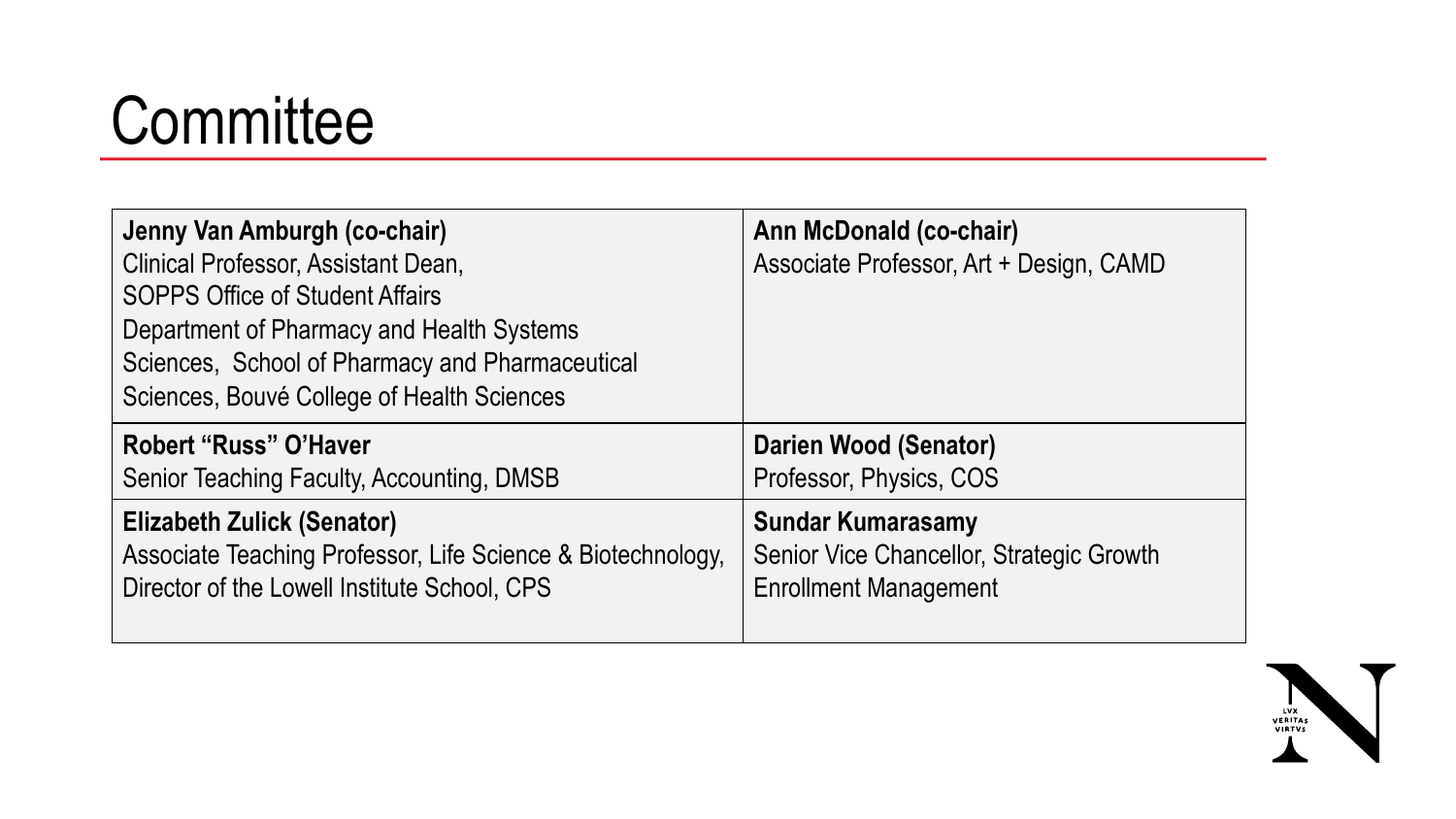# Committee

| | |
|---|---|
| **Jenny Van Amburgh (co-chair)**<br>Clinical Professor, Assistant Dean,<br>SOPPS Office of Student Affairs<br>Department of Pharmacy and Health Systems Sciences, School of Pharmacy and Pharmaceutical Sciences, Bouvé College of Health Sciences | **Ann McDonald (co-chair)**<br>Associate Professor, Art + Design, CAMD |
| **Robert "Russ" O'Haver**<br>Senior Teaching Faculty, Accounting, DMSB | **Darien Wood (Senator)**<br>Professor, Physics, COS |
| **Elizabeth Zulick (Senator)**<br>Associate Teaching Professor, Life Science & Biotechnology, Director of the Lowell Institute School, CPS | **Sundar Kumarasamy**<br>Senior Vice Chancellor, Strategic Growth<br>Enrollment Management |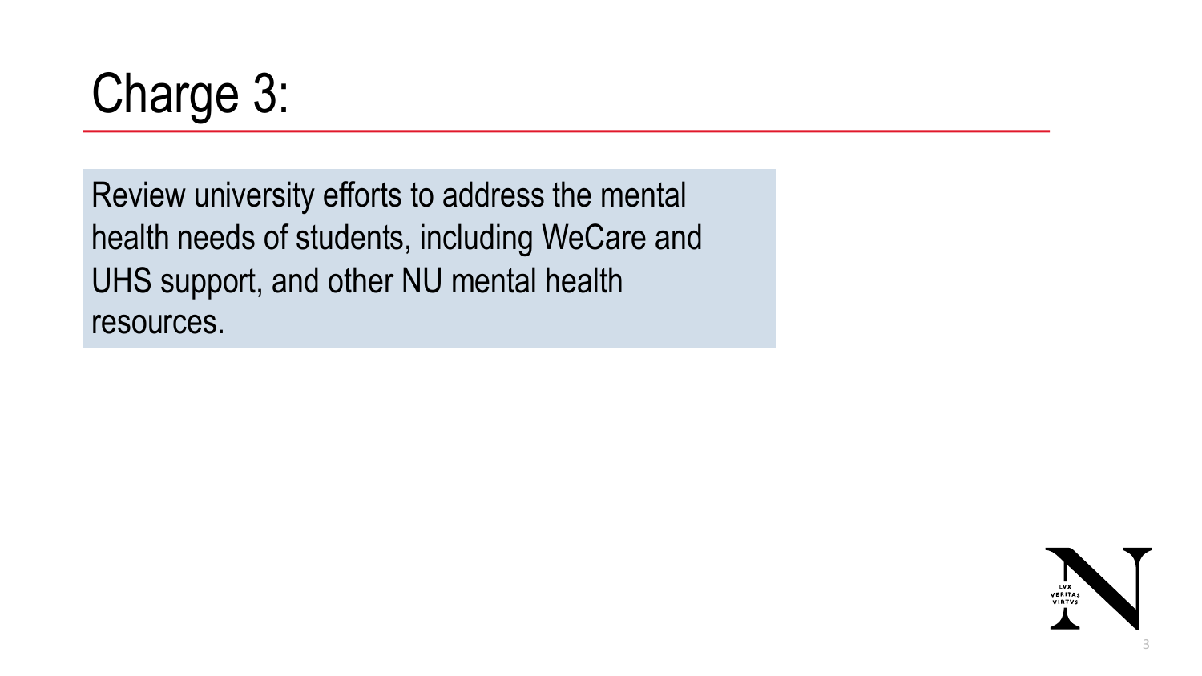# Charge 3:

Review university efforts to address the mental health needs of students, including WeCare and UHS support, and other NU mental health resources.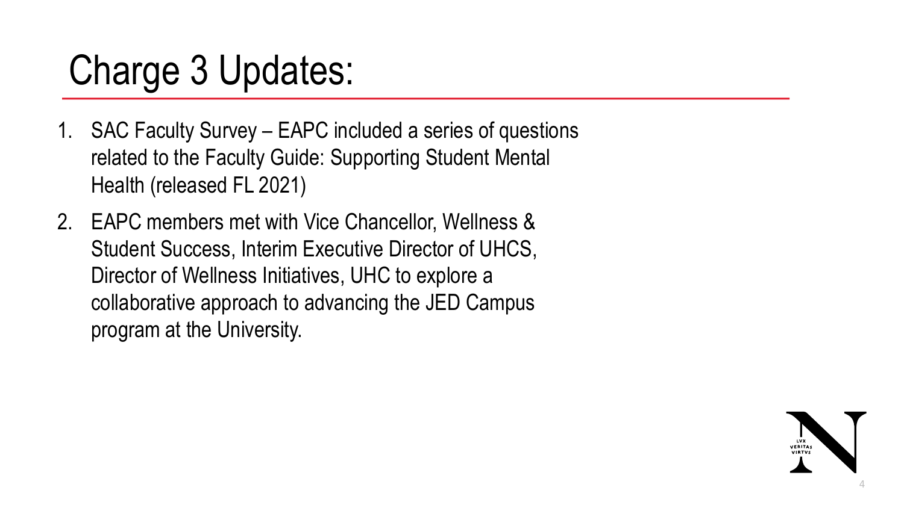# Charge 3 Updates:

1. SAC Faculty Survey – EAPC included a series of questions related to the Faculty Guide: Supporting Student Mental Health (released FL 2021)
2. EAPC members met with Vice Chancellor, Wellness & Student Success, Interim Executive Director of UHCS, Director of Wellness Initiatives, UHC to explore a collaborative approach to advancing the JED Campus program at the University.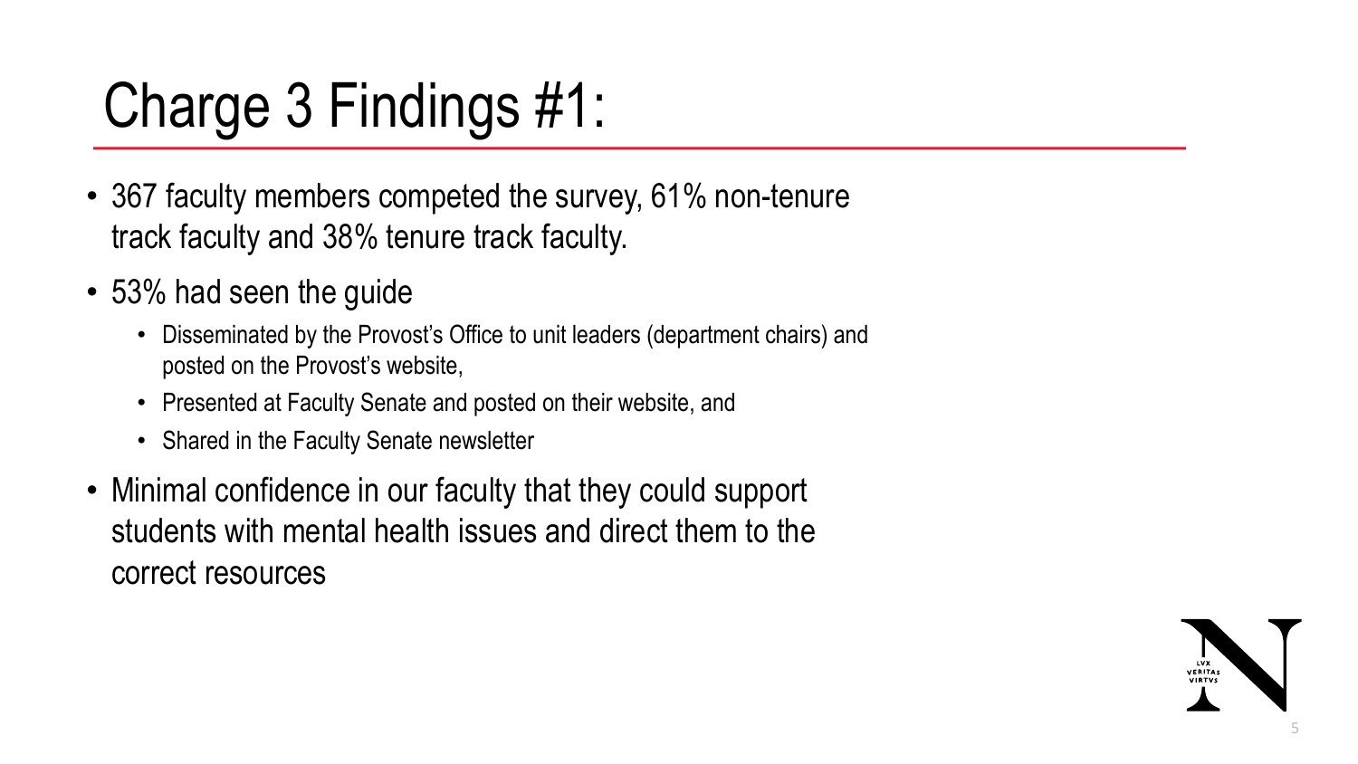# Charge 3 Findings #1:

- 367 faculty members competed the survey, 61% non-tenure track faculty and 38% tenure track faculty.
- 53% had seen the guide
  - Disseminated by the Provost's Office to unit leaders (department chairs) and posted on the Provost's website,
  - Presented at Faculty Senate and posted on their website, and
  - Shared in the Faculty Senate newsletter
- Minimal confidence in our faculty that they could support students with mental health issues and direct them to the correct resources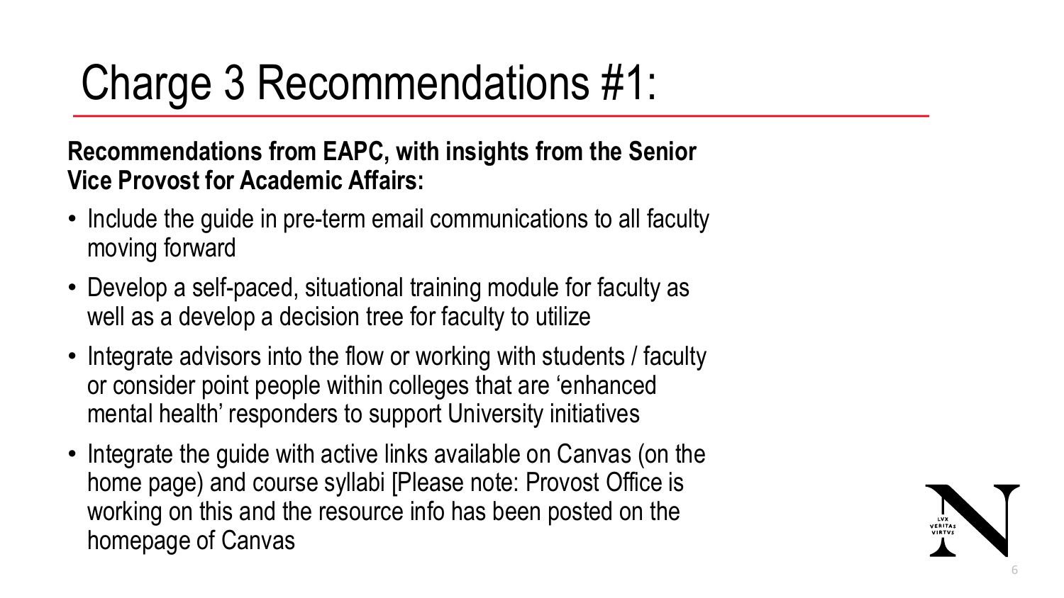# Charge 3 Recommendations #1:

**Recommendations from EAPC, with insights from the Senior Vice Provost for Academic Affairs:**

- Include the guide in pre-term email communications to all faculty moving forward
- Develop a self-paced, situational training module for faculty as well as a develop a decision tree for faculty to utilize
- Integrate advisors into the flow or working with students / faculty or consider point people within colleges that are 'enhanced mental health' responders to support University initiatives
- Integrate the guide with active links available on Canvas (on the home page) and course syllabi [Please note: Provost Office is working on this and the resource info has been posted on the homepage of Canvas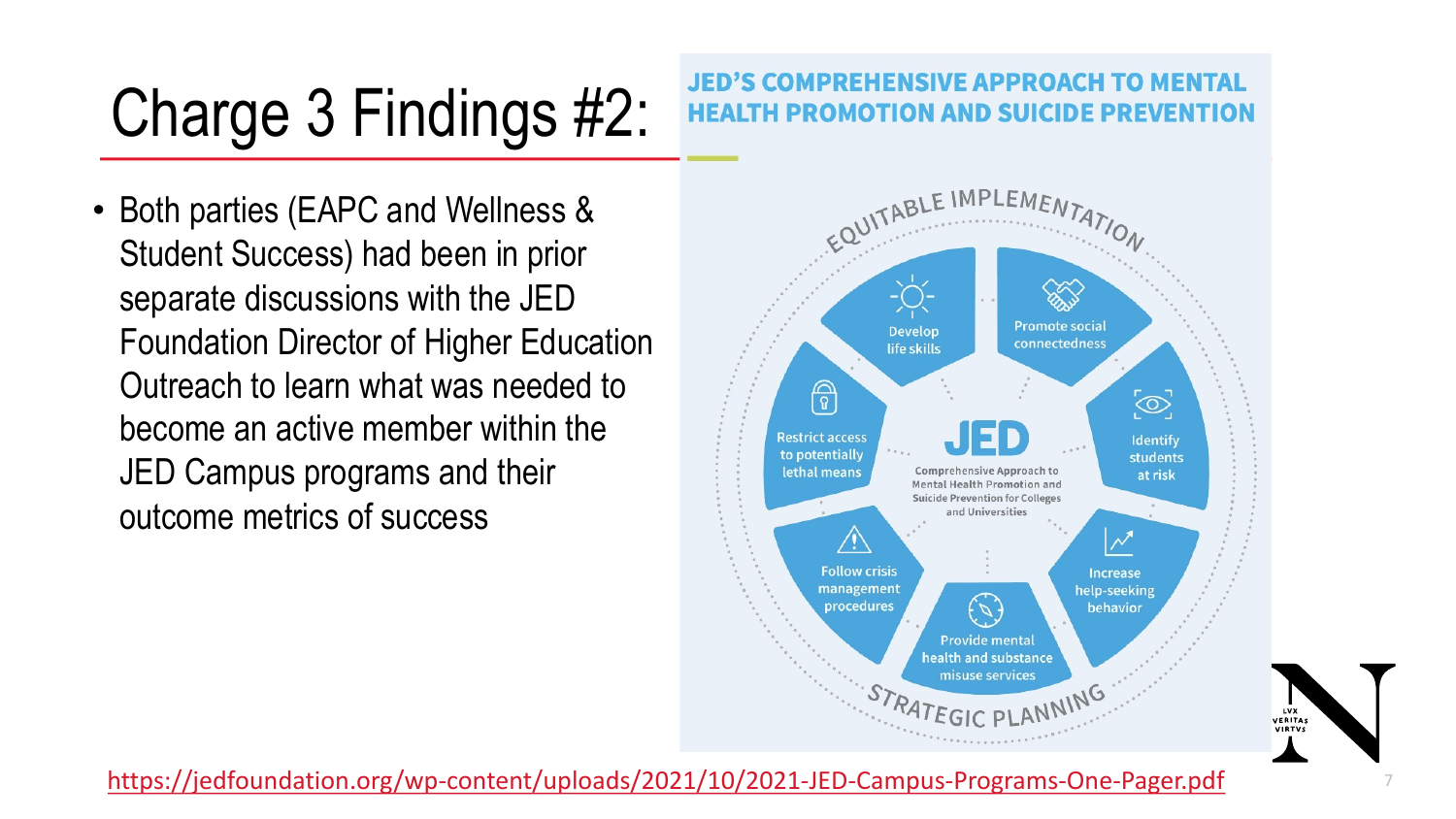# Charge 3 Findings #2:

- Both parties (EAPC and Wellness & Student Success) had been in prior separate discussions with the JED Foundation Director of Higher Education Outreach to learn what was needed to become an active member within the JED Campus programs and their outcome metrics of success

**JED'S COMPREHENSIVE APPROACH TO MENTAL HEALTH PROMOTION AND SUICIDE PREVENTION**

EQUITABLE IMPLEMENTATION

- Develop life skills
- Promote social connectedness
- Identify students at risk
- Increase help-seeking behavior
- Provide mental health and substance misuse services
- Follow crisis management procedures
- Restrict access to potentially lethal means

JED

Comprehensive Approach to Mental Health Promotion and Suicide Prevention for Colleges and Universities

STRATEGIC PLANNING

https://jedfoundation.org/wp-content/uploads/2021/10/2021-JED-Campus-Programs-One-Pager.pdf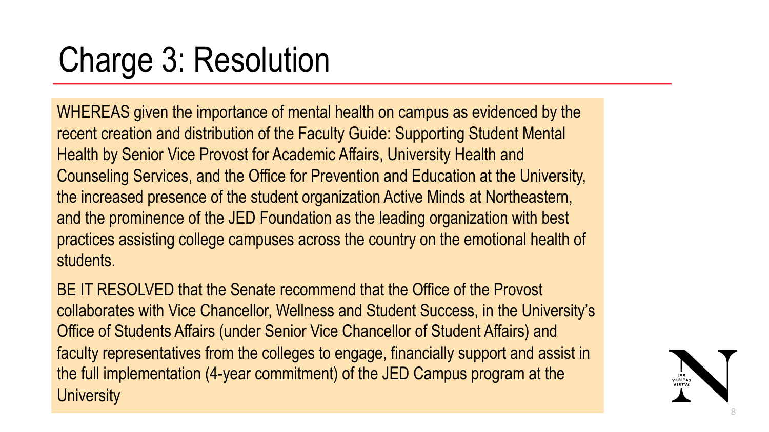# Charge 3: Resolution

WHEREAS given the importance of mental health on campus as evidenced by the recent creation and distribution of the Faculty Guide: Supporting Student Mental Health by Senior Vice Provost for Academic Affairs, University Health and Counseling Services, and the Office for Prevention and Education at the University, the increased presence of the student organization Active Minds at Northeastern, and the prominence of the JED Foundation as the leading organization with best practices assisting college campuses across the country on the emotional health of students.

BE IT RESOLVED that the Senate recommend that the Office of the Provost collaborates with Vice Chancellor, Wellness and Student Success, in the University's Office of Students Affairs (under Senior Vice Chancellor of Student Affairs) and faculty representatives from the colleges to engage, financially support and assist in the full implementation (4-year commitment) of the JED Campus program at the University